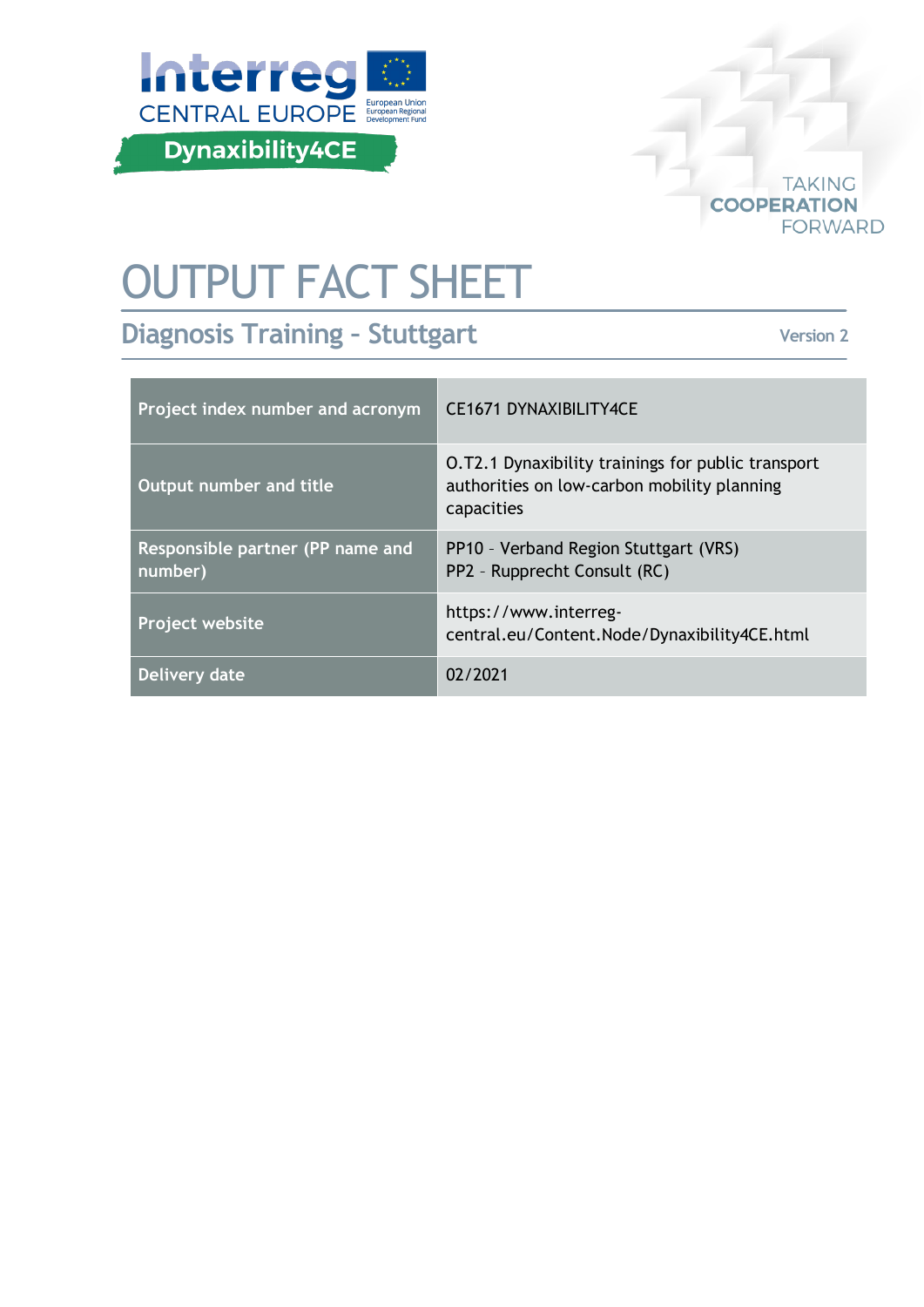# OUTPUT FACT SHEET

## Diagnosis Training – Stuttgart

Version 2

| Project index number and acronym | CE1671 DYNAXIBILITY4CE |
|---|---|
| Output number and title | O.T2.1 Dynaxibility trainings for public transport authorities on low-carbon mobility planning capacities |
| Responsible partner (PP name and number) | PP10 – Verband Region Stuttgart (VRS)<br>PP2 – Rupprecht Consult (RC) |
| Project website | https://www.interreg-central.eu/Content.Node/Dynaxibility4CE.html |
| Delivery date | 02/2021 |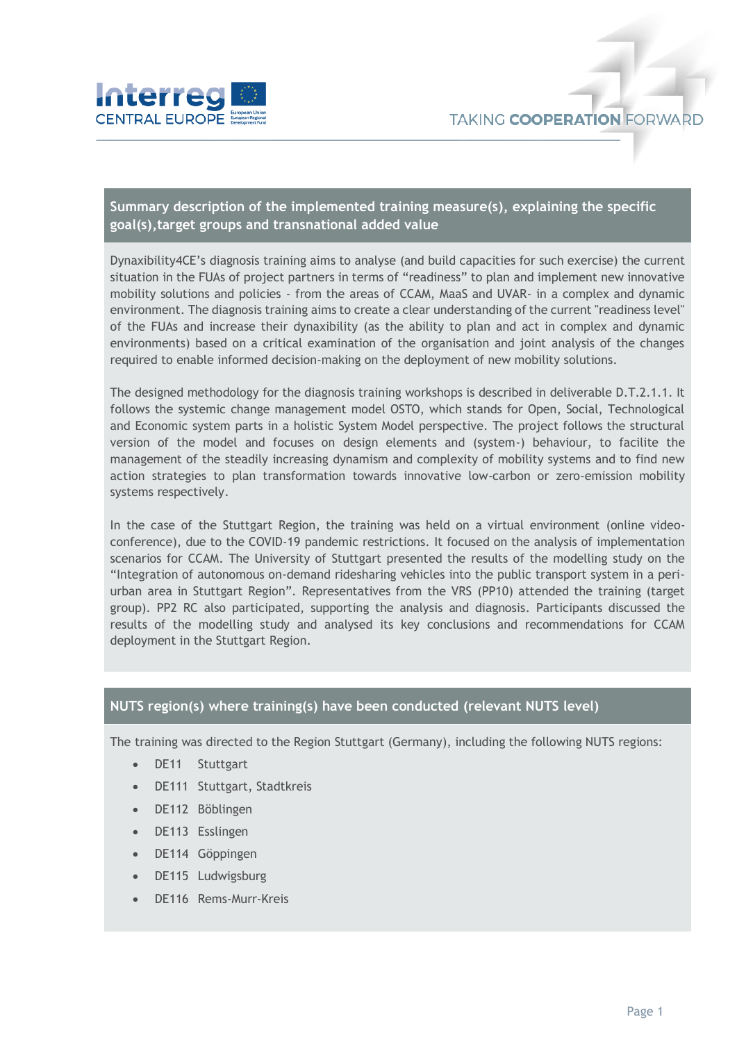## Summary description of the implemented training measure(s), explaining the specific goal(s),target groups and transnational added value

Dynaxibility4CE's diagnosis training aims to analyse (and build capacities for such exercise) the current situation in the FUAs of project partners in terms of "readiness" to plan and implement new innovative mobility solutions and policies - from the areas of CCAM, MaaS and UVAR- in a complex and dynamic environment. The diagnosis training aims to create a clear understanding of the current "readiness level" of the FUAs and increase their dynaxibility (as the ability to plan and act in complex and dynamic environments) based on a critical examination of the organisation and joint analysis of the changes required to enable informed decision-making on the deployment of new mobility solutions.

The designed methodology for the diagnosis training workshops is described in deliverable D.T.2.1.1. It follows the systemic change management model OSTO, which stands for Open, Social, Technological and Economic system parts in a holistic System Model perspective. The project follows the structural version of the model and focuses on design elements and (system-) behaviour, to facilite the management of the steadily increasing dynamism and complexity of mobility systems and to find new action strategies to plan transformation towards innovative low-carbon or zero-emission mobility systems respectively.

In the case of the Stuttgart Region, the training was held on a virtual environment (online video-conference), due to the COVID-19 pandemic restrictions. It focused on the analysis of implementation scenarios for CCAM. The University of Stuttgart presented the results of the modelling study on the "Integration of autonomous on-demand ridesharing vehicles into the public transport system in a peri-urban area in Stuttgart Region". Representatives from the VRS (PP10) attended the training (target group). PP2 RC also participated, supporting the analysis and diagnosis. Participants discussed the results of the modelling study and analysed its key conclusions and recommendations for CCAM deployment in the Stuttgart Region.

## NUTS region(s) where training(s) have been conducted (relevant NUTS level)

The training was directed to the Region Stuttgart (Germany), including the following NUTS regions:

- DE11 Stuttgart
- DE111 Stuttgart, Stadtkreis
- DE112 Böblingen
- DE113 Esslingen
- DE114 Göppingen
- DE115 Ludwigsburg
- DE116 Rems-Murr-Kreis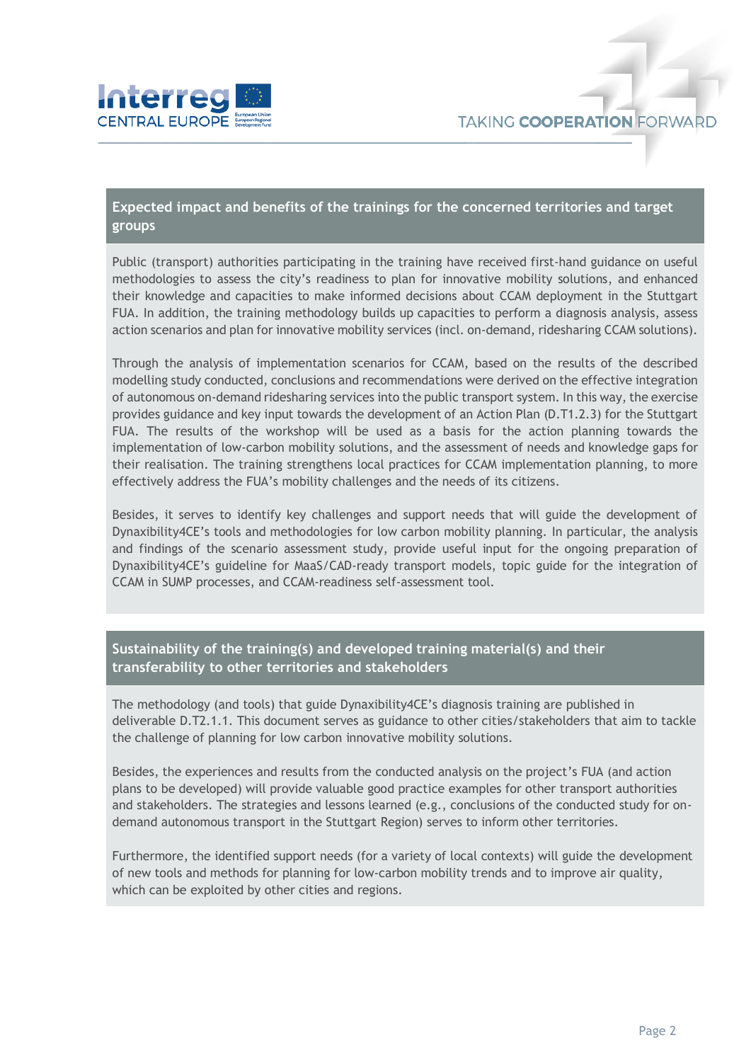## Expected impact and benefits of the trainings for the concerned territories and target groups

Public (transport) authorities participating in the training have received first-hand guidance on useful methodologies to assess the city's readiness to plan for innovative mobility solutions, and enhanced their knowledge and capacities to make informed decisions about CCAM deployment in the Stuttgart FUA. In addition, the training methodology builds up capacities to perform a diagnosis analysis, assess action scenarios and plan for innovative mobility services (incl. on-demand, ridesharing CCAM solutions).

Through the analysis of implementation scenarios for CCAM, based on the results of the described modelling study conducted, conclusions and recommendations were derived on the effective integration of autonomous on-demand ridesharing services into the public transport system. In this way, the exercise provides guidance and key input towards the development of an Action Plan (D.T1.2.3) for the Stuttgart FUA. The results of the workshop will be used as a basis for the action planning towards the implementation of low-carbon mobility solutions, and the assessment of needs and knowledge gaps for their realisation. The training strengthens local practices for CCAM implementation planning, to more effectively address the FUA's mobility challenges and the needs of its citizens.

Besides, it serves to identify key challenges and support needs that will guide the development of Dynaxibility4CE's tools and methodologies for low carbon mobility planning. In particular, the analysis and findings of the scenario assessment study, provide useful input for the ongoing preparation of Dynaxibility4CE's guideline for MaaS/CAD-ready transport models, topic guide for the integration of CCAM in SUMP processes, and CCAM-readiness self-assessment tool.

## Sustainability of the training(s) and developed training material(s) and their transferability to other territories and stakeholders

The methodology (and tools) that guide Dynaxibility4CE's diagnosis training are published in deliverable D.T2.1.1. This document serves as guidance to other cities/stakeholders that aim to tackle the challenge of planning for low carbon innovative mobility solutions.

Besides, the experiences and results from the conducted analysis on the project's FUA (and action plans to be developed) will provide valuable good practice examples for other transport authorities and stakeholders. The strategies and lessons learned (e.g., conclusions of the conducted study for on-demand autonomous transport in the Stuttgart Region) serves to inform other territories.

Furthermore, the identified support needs (for a variety of local contexts) will guide the development of new tools and methods for planning for low-carbon mobility trends and to improve air quality, which can be exploited by other cities and regions.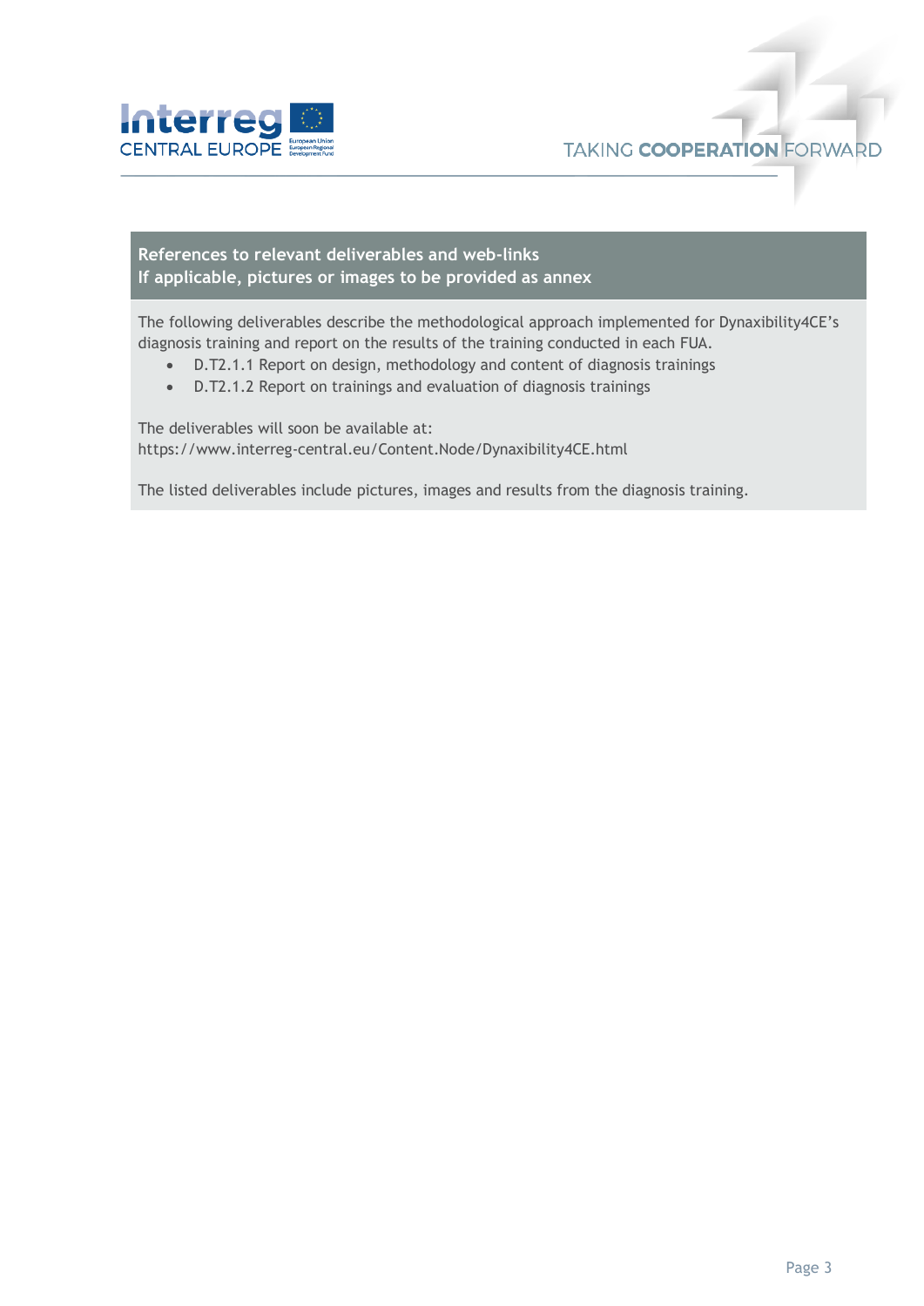**References to relevant deliverables and web-links**
**If applicable, pictures or images to be provided as annex**

The following deliverables describe the methodological approach implemented for Dynaxibility4CE's diagnosis training and report on the results of the training conducted in each FUA.

- D.T2.1.1 Report on design, methodology and content of diagnosis trainings
- D.T2.1.2 Report on trainings and evaluation of diagnosis trainings

The deliverables will soon be available at:
https://www.interreg-central.eu/Content.Node/Dynaxibility4CE.html

The listed deliverables include pictures, images and results from the diagnosis training.